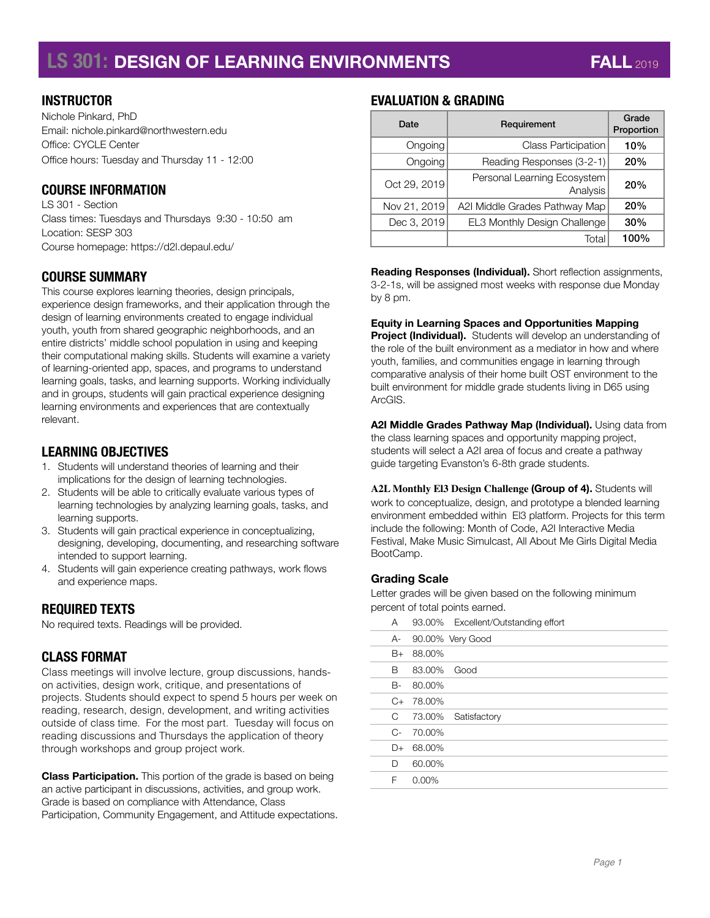# LS 301: DESIGN OF LEARNING ENVIRONMENTS — FALL 2019

## INSTRUCTOR

Nichole Pinkard, PhD
Email: nichole.pinkard@northwestern.edu
Office: CYCLE Center
Office hours: Tuesday and Thursday 11 - 12:00

## COURSE INFORMATION

LS 301 - Section
Class times: Tuesdays and Thursdays 9:30 - 10:50 am
Location: SESP 303
Course homepage: https://d2l.depaul.edu/

## COURSE SUMMARY

This course explores learning theories, design principals, experience design frameworks, and their application through the design of learning environments created to engage individual youth, youth from shared geographic neighborhoods, and an entire districts' middle school population in using and keeping their computational making skills. Students will examine a variety of learning-oriented app, spaces, and programs to understand learning goals, tasks, and learning supports. Working individually and in groups, students will gain practical experience designing learning environments and experiences that are contextually relevant.

## LEARNING OBJECTIVES

1. Students will understand theories of learning and their implications for the design of learning technologies.
2. Students will be able to critically evaluate various types of learning technologies by analyzing learning goals, tasks, and learning supports.
3. Students will gain practical experience in conceptualizing, designing, developing, documenting, and researching software intended to support learning.
4. Students will gain experience creating pathways, work flows and experience maps.

## REQUIRED TEXTS

No required texts. Readings will be provided.

## CLASS FORMAT

Class meetings will involve lecture, group discussions, hands-on activities, design work, critique, and presentations of projects. Students should expect to spend 5 hours per week on reading, research, design, development, and writing activities outside of class time. For the most part. Tuesday will focus on reading discussions and Thursdays the application of theory through workshops and group project work.

**Class Participation.** This portion of the grade is based on being an active participant in discussions, activities, and group work. Grade is based on compliance with Attendance, Class Participation, Community Engagement, and Attitude expectations.

## EVALUATION & GRADING

| Date | Requirement | Grade Proportion |
|---|---|---|
| Ongoing | Class Participation | 10% |
| Ongoing | Reading Responses (3-2-1) | 20% |
| Oct 29, 2019 | Personal Learning Ecosystem Analysis | 20% |
| Nov 21, 2019 | A2I Middle Grades Pathway Map | 20% |
| Dec 3, 2019 | EL3 Monthly Design Challenge | 30% |
| | Total | 100% |

**Reading Responses (Individual).** Short reflection assignments, 3-2-1s, will be assigned most weeks with response due Monday by 8 pm.

**Equity in Learning Spaces and Opportunities Mapping Project (Individual).** Students will develop an understanding of the role of the built environment as a mediator in how and where youth, families, and communities engage in learning through comparative analysis of their home built OST environment to the built environment for middle grade students living in D65 using ArcGIS.

**A2I Middle Grades Pathway Map (Individual).** Using data from the class learning spaces and opportunity mapping project, students will select a A2I area of focus and create a pathway guide targeting Evanston's 6-8th grade students.

**A2L Monthly El3 Design Challenge (Group of 4).** Students will work to conceptualize, design, and prototype a blended learning environment embedded within El3 platform. Projects for this term include the following: Month of Code, A2I Interactive Media Festival, Make Music Simulcast, All About Me Girls Digital Media BootCamp.

### Grading Scale

Letter grades will be given based on the following minimum percent of total points earned.

| | | |
|---|---|---|
| A | 93.00% | Excellent/Outstanding effort |
| A- | 90.00% | Very Good |
| B+ | 88.00% | |
| B | 83.00% | Good |
| B- | 80.00% | |
| C+ | 78.00% | |
| C | 73.00% | Satisfactory |
| C- | 70.00% | |
| D+ | 68.00% | |
| D | 60.00% | |
| F | 0.00% | |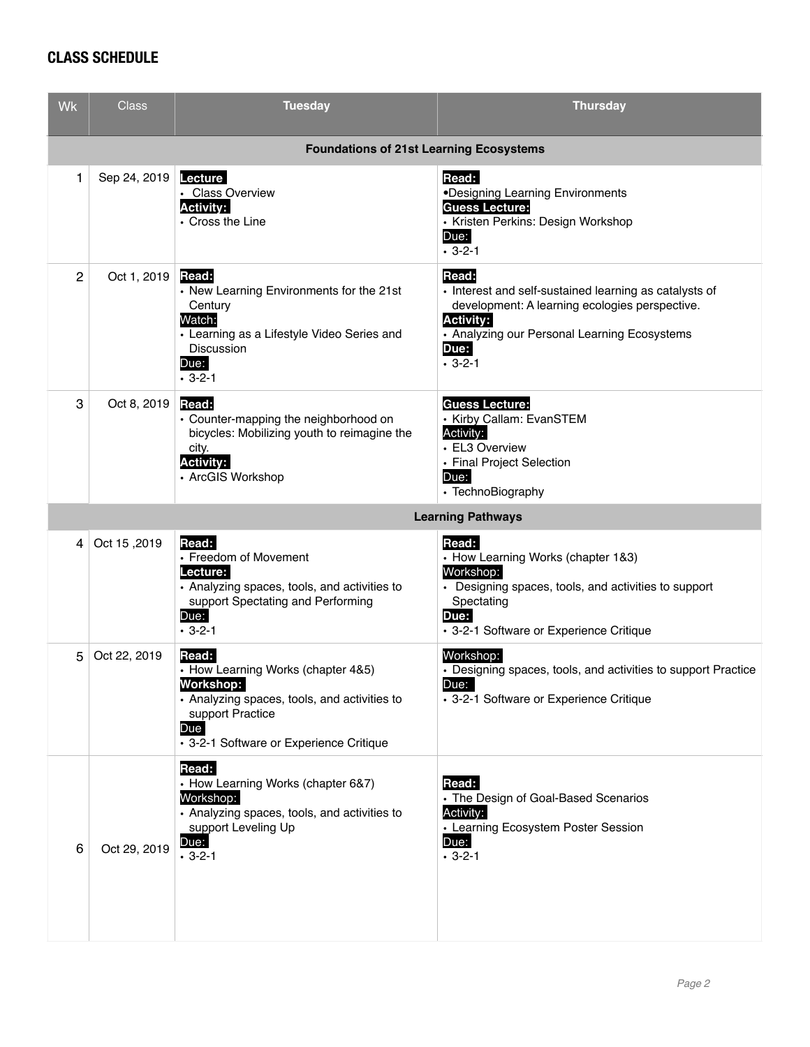## CLASS SCHEDULE

| Wk | Class | Tuesday | Thursday |
|---|---|---|---|
| | | **Foundations of 21st Learning Ecosystems** | |
| 1 | Sep 24, 2019 | **Lecture**<br>• Class Overview<br>**Activity:**<br>• Cross the Line | **Read:**<br>•Designing Learning Environments<br>**Guess Lecture:**<br>• Kristen Perkins: Design Workshop<br>Due:<br>• 3-2-1 |
| 2 | Oct 1, 2019 | **Read:**<br>• New Learning Environments for the 21st Century<br>Watch:<br>• Learning as a Lifestyle Video Series and Discussion<br>Due:<br>• 3-2-1 | **Read:**<br>• Interest and self-sustained learning as catalysts of development: A learning ecologies perspective.<br>**Activity:**<br>• Analyzing our Personal Learning Ecosystems<br>**Due:**<br>• 3-2-1 |
| 3 | Oct 8, 2019 | **Read:**<br>• Counter-mapping the neighborhood on bicycles: Mobilizing youth to reimagine the city.<br>**Activity:**<br>• ArcGIS Workshop | **Guess Lecture:**<br>• Kirby Callam: EvanSTEM<br>Activity:<br>• EL3 Overview<br>• Final Project Selection<br>Due:<br>• TechnoBiography |
| | | **Learning Pathways** | |
| 4 | Oct 15 ,2019 | **Read:**<br>• Freedom of Movement<br>**Lecture:**<br>• Analyzing spaces, tools, and activities to support Spectating and Performing<br>Due:<br>• 3-2-1 | **Read:**<br>• How Learning Works (chapter 1&3)<br>Workshop:<br>• Designing spaces, tools, and activities to support Spectating<br>**Due:**<br>• 3-2-1 Software or Experience Critique |
| 5 | Oct 22, 2019 | **Read:**<br>• How Learning Works (chapter 4&5)<br>**Workshop:**<br>• Analyzing spaces, tools, and activities to support Practice<br>Due<br>• 3-2-1 Software or Experience Critique | Workshop:<br>• Designing spaces, tools, and activities to support Practice<br>Due:<br>• 3-2-1 Software or Experience Critique |
| 6 | Oct 29, 2019 | **Read:**<br>• How Learning Works (chapter 6&7)<br>Workshop:<br>• Analyzing spaces, tools, and activities to support Leveling Up<br>Due:<br>• 3-2-1 | **Read:**<br>• The Design of Goal-Based Scenarios<br>Activity:<br>• Learning Ecosystem Poster Session<br>Due:<br>• 3-2-1 |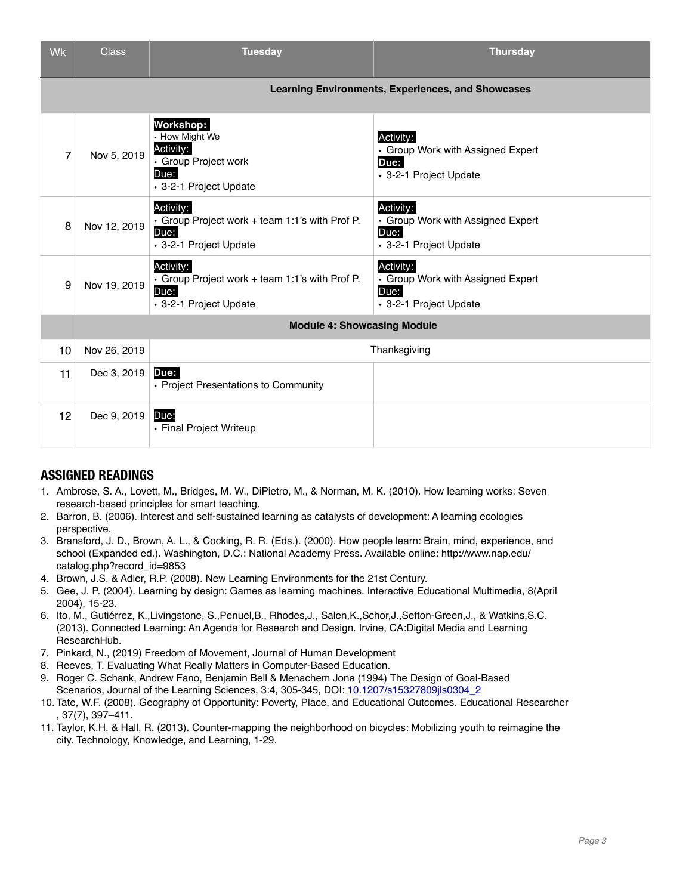| Wk | Class | Tuesday | Thursday |
|---|---|---|---|
| | | **Learning Environments, Experiences, and Showcases** | |
| 7 | Nov 5, 2019 | **Workshop:** • How Might We **Activity:** • Group Project work **Due:** • 3-2-1 Project Update | **Activity:** • Group Work with Assigned Expert **Due:** • 3-2-1 Project Update |
| 8 | Nov 12, 2019 | **Activity:** • Group Project work + team 1:1's with Prof P. **Due:** • 3-2-1 Project Update | **Activity:** • Group Work with Assigned Expert **Due:** • 3-2-1 Project Update |
| 9 | Nov 19, 2019 | **Activity:** • Group Project work + team 1:1's with Prof P. **Due:** • 3-2-1 Project Update | **Activity:** • Group Work with Assigned Expert **Due:** • 3-2-1 Project Update |
| | **Module 4: Showcasing Module** | | |
| 10 | Nov 26, 2019 | Thanksgiving | |
| 11 | Dec 3, 2019 | **Due:** • Project Presentations to Community | |
| 12 | Dec 9, 2019 | **Due:** • Final Project Writeup | |

## ASSIGNED READINGS

1. Ambrose, S. A., Lovett, M., Bridges, M. W., DiPietro, M., & Norman, M. K. (2010). How learning works: Seven research-based principles for smart teaching.
2. Barron, B. (2006). Interest and self-sustained learning as catalysts of development: A learning ecologies perspective.
3. Bransford, J. D., Brown, A. L., & Cocking, R. R. (Eds.). (2000). How people learn: Brain, mind, experience, and school (Expanded ed.). Washington, D.C.: National Academy Press. Available online: http://www.nap.edu/catalog.php?record_id=9853
4. Brown, J.S. & Adler, R.P. (2008). New Learning Environments for the 21st Century.
5. Gee, J. P. (2004). Learning by design: Games as learning machines. Interactive Educational Multimedia, 8(April 2004), 15-23.
6. Ito, M., Gutiérrez, K.,Livingstone, S.,Penuel,B., Rhodes,J., Salen,K.,Schor,J.,Sefton-Green,J., & Watkins,S.C. (2013). Connected Learning: An Agenda for Research and Design. Irvine, CA:Digital Media and Learning ResearchHub.
7. Pinkard, N., (2019) Freedom of Movement, Journal of Human Development
8. Reeves, T. Evaluating What Really Matters in Computer-Based Education.
9. Roger C. Schank, Andrew Fano, Benjamin Bell & Menachem Jona (1994) The Design of Goal-Based Scenarios, Journal of the Learning Sciences, 3:4, 305-345, DOI: 10.1207/s15327809jls0304_2
10. Tate, W.F. (2008). Geography of Opportunity: Poverty, Place, and Educational Outcomes. Educational Researcher , 37(7), 397–411.
11. Taylor, K.H. & Hall, R. (2013). Counter-mapping the neighborhood on bicycles: Mobilizing youth to reimagine the city. Technology, Knowledge, and Learning, 1-29.